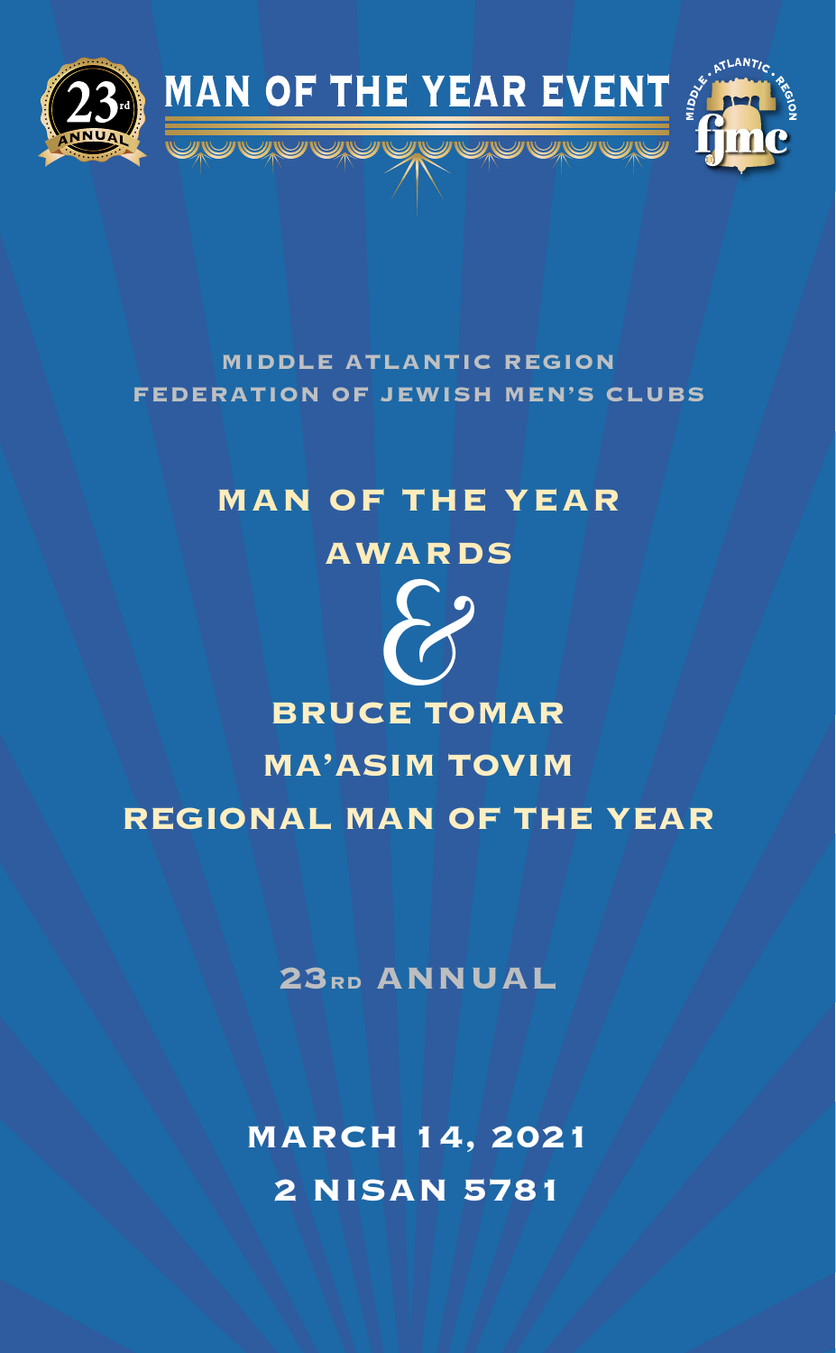23rd ANNUAL

# MAN OF THE YEAR EVENT

MIDDLE ATLANTIC REGION FJMC

MIDDLE ATLANTIC REGION
FEDERATION OF JEWISH MEN'S CLUBS

## MAN OF THE YEAR AWARDS

&

## BRUCE TOMAR MA'ASIM TOVIM REGIONAL MAN OF THE YEAR

23RD ANNUAL

MARCH 14, 2021
2 NISAN 5781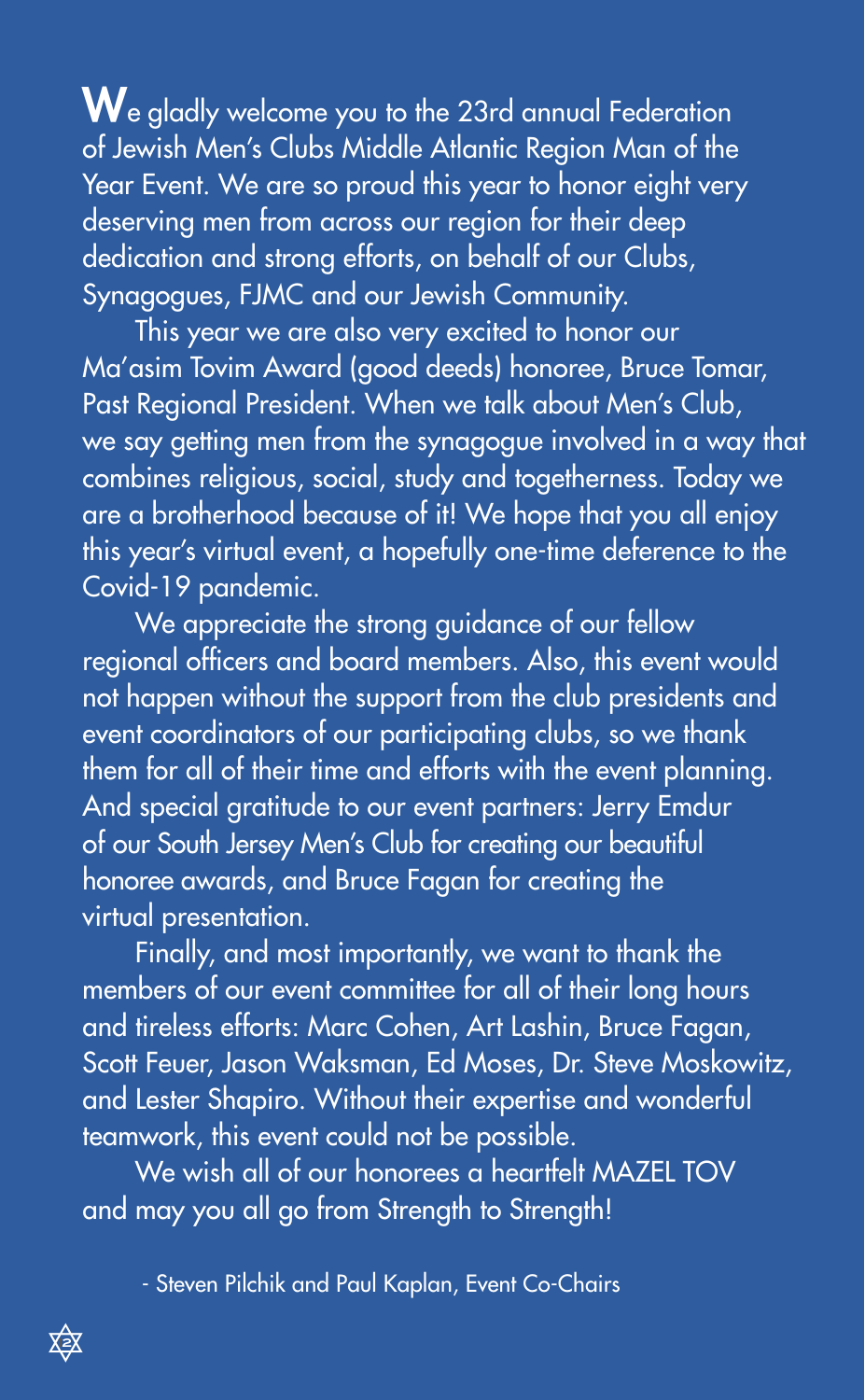We gladly welcome you to the 23rd annual Federation of Jewish Men's Clubs Middle Atlantic Region Man of the Year Event. We are so proud this year to honor eight very deserving men from across our region for their deep dedication and strong efforts, on behalf of our Clubs, Synagogues, FJMC and our Jewish Community.

This year we are also very excited to honor our Ma'asim Tovim Award (good deeds) honoree, Bruce Tomar, Past Regional President. When we talk about Men's Club, we say getting men from the synagogue involved in a way that combines religious, social, study and togetherness. Today we are a brotherhood because of it! We hope that you all enjoy this year's virtual event, a hopefully one-time deference to the Covid-19 pandemic.

We appreciate the strong guidance of our fellow regional officers and board members. Also, this event would not happen without the support from the club presidents and event coordinators of our participating clubs, so we thank them for all of their time and efforts with the event planning. And special gratitude to our event partners: Jerry Emdur of our South Jersey Men's Club for creating our beautiful honoree awards, and Bruce Fagan for creating the virtual presentation.

Finally, and most importantly, we want to thank the members of our event committee for all of their long hours and tireless efforts: Marc Cohen, Art Lashin, Bruce Fagan, Scott Feuer, Jason Waksman, Ed Moses, Dr. Steve Moskowitz, and Lester Shapiro. Without their expertise and wonderful teamwork, this event could not be possible.

We wish all of our honorees a heartfelt MAZEL TOV and may you all go from Strength to Strength!

- Steven Pilchik and Paul Kaplan, Event Co-Chairs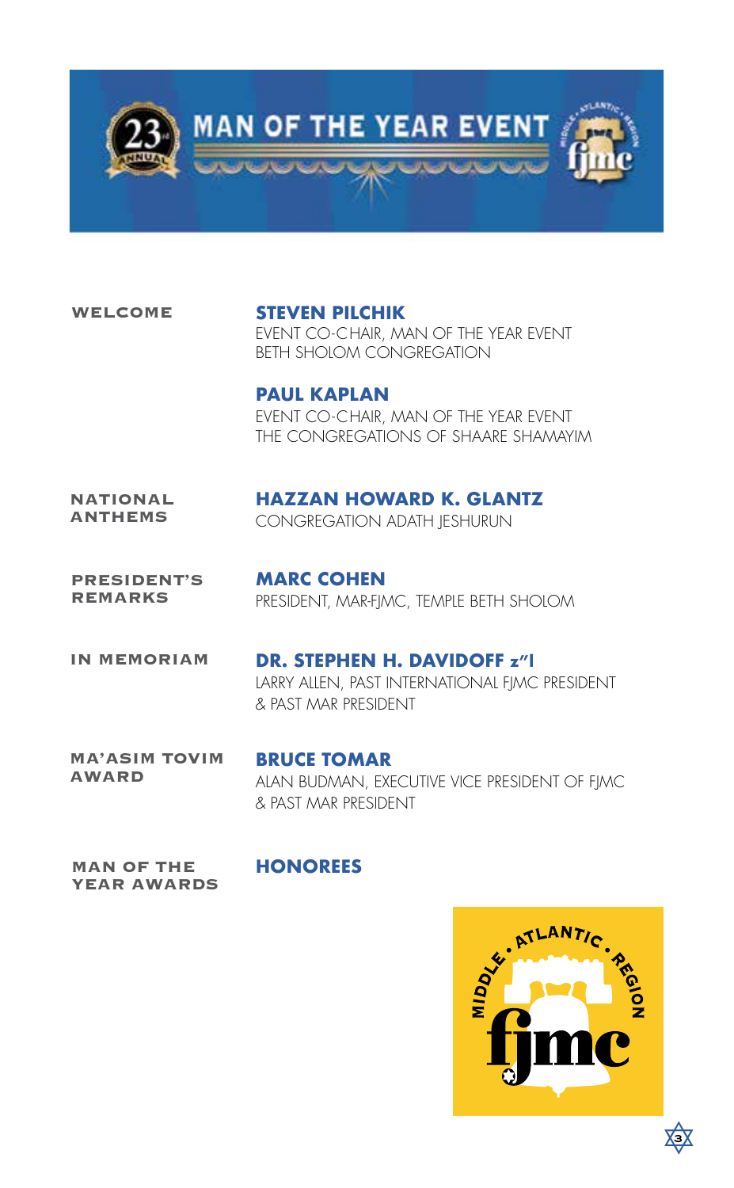# 23rd ANNUAL MAN OF THE YEAR EVENT

**WELCOME**

**STEVEN PILCHIK**
EVENT CO-CHAIR, MAN OF THE YEAR EVENT
BETH SHOLOM CONGREGATION

**PAUL KAPLAN**
EVENT CO-CHAIR, MAN OF THE YEAR EVENT
THE CONGREGATIONS OF SHAARE SHAMAYIM

**NATIONAL ANTHEMS**

**HAZZAN HOWARD K. GLANTZ**
CONGREGATION ADATH JESHURUN

**PRESIDENT'S REMARKS**

**MARC COHEN**
PRESIDENT, MAR-FJMC, TEMPLE BETH SHOLOM

**IN MEMORIAM**

**DR. STEPHEN H. DAVIDOFF z"l**
LARRY ALLEN, PAST INTERNATIONAL FJMC PRESIDENT & PAST MAR PRESIDENT

**MA'ASIM TOVIM AWARD**

**BRUCE TOMAR**
ALAN BUDMAN, EXECUTIVE VICE PRESIDENT OF FJMC & PAST MAR PRESIDENT

**MAN OF THE YEAR AWARDS**

**HONOREES**

MIDDLE • ATLANTIC • REGION fjmc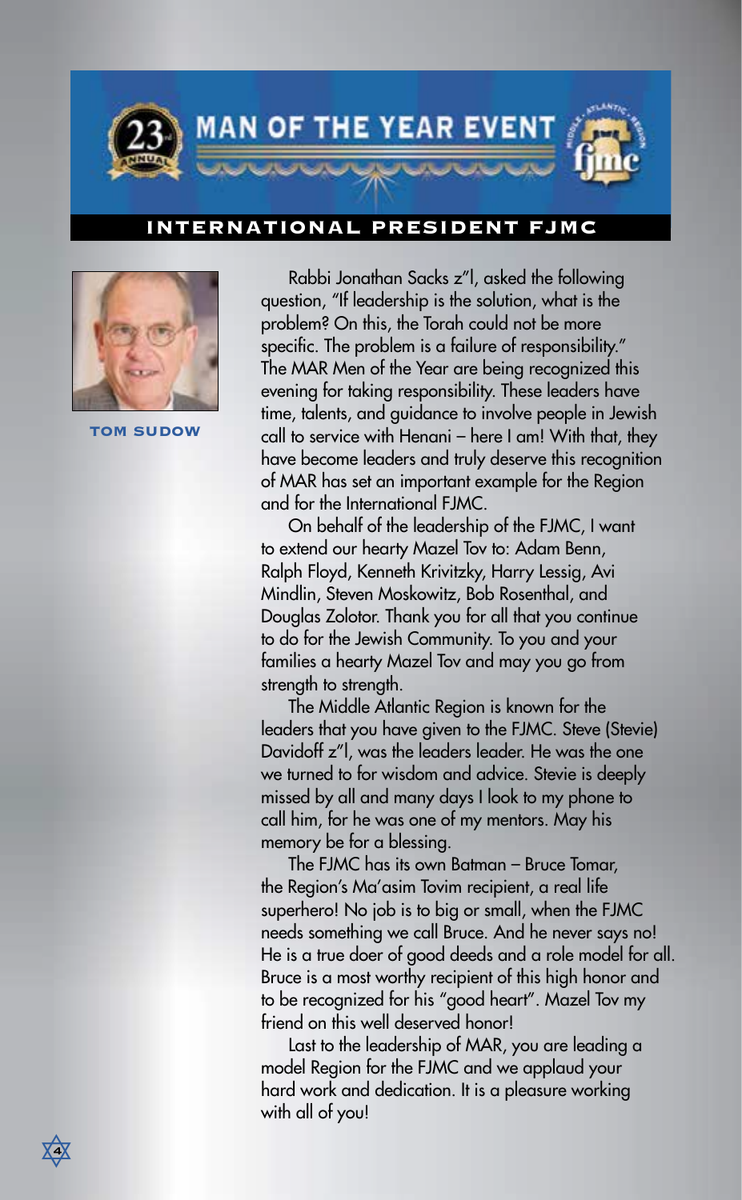# INTERNATIONAL PRESIDENT FJMC

**TOM SUDOW**

Rabbi Jonathan Sacks z"l, asked the following question, "If leadership is the solution, what is the problem? On this, the Torah could not be more specific. The problem is a failure of responsibility." The MAR Men of the Year are being recognized this evening for taking responsibility. These leaders have time, talents, and guidance to involve people in Jewish call to service with Henani – here I am! With that, they have become leaders and truly deserve this recognition of MAR has set an important example for the Region and for the International FJMC.

On behalf of the leadership of the FJMC, I want to extend our hearty Mazel Tov to: Adam Benn, Ralph Floyd, Kenneth Krivitzky, Harry Lessig, Avi Mindlin, Steven Moskowitz, Bob Rosenthal, and Douglas Zolotor. Thank you for all that you continue to do for the Jewish Community. To you and your families a hearty Mazel Tov and may you go from strength to strength.

The Middle Atlantic Region is known for the leaders that you have given to the FJMC. Steve (Stevie) Davidoff z"l, was the leaders leader. He was the one we turned to for wisdom and advice. Stevie is deeply missed by all and many days I look to my phone to call him, for he was one of my mentors. May his memory be for a blessing.

The FJMC has its own Batman – Bruce Tomar, the Region's Ma'asim Tovim recipient, a real life superhero! No job is to big or small, when the FJMC needs something we call Bruce. And he never says no! He is a true doer of good deeds and a role model for all. Bruce is a most worthy recipient of this high honor and to be recognized for his "good heart". Mazel Tov my friend on this well deserved honor!

Last to the leadership of MAR, you are leading a model Region for the FJMC and we applaud your hard work and dedication. It is a pleasure working with all of you!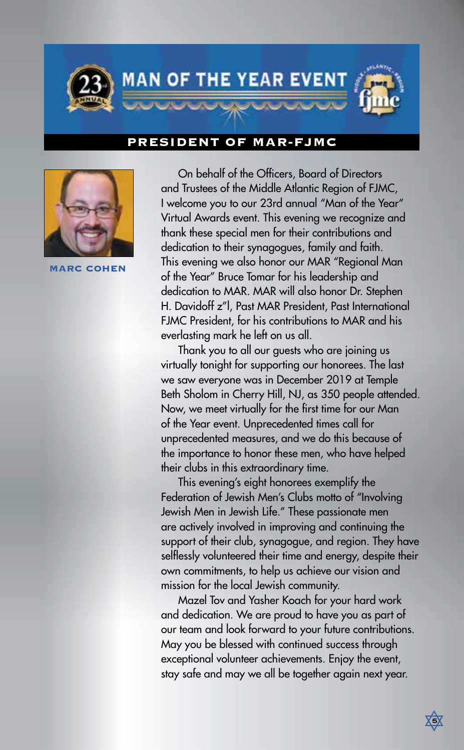# 23rd Annual MAN OF THE YEAR EVENT

## PRESIDENT OF MAR-FJMC

**MARC COHEN**

On behalf of the Officers, Board of Directors and Trustees of the Middle Atlantic Region of FJMC, I welcome you to our 23rd annual "Man of the Year" Virtual Awards event. This evening we recognize and thank these special men for their contributions and dedication to their synagogues, family and faith. This evening we also honor our MAR "Regional Man of the Year" Bruce Tomar for his leadership and dedication to MAR. MAR will also honor Dr. Stephen H. Davidoff z"l, Past MAR President, Past International FJMC President, for his contributions to MAR and his everlasting mark he left on us all.

Thank you to all our guests who are joining us virtually tonight for supporting our honorees. The last we saw everyone was in December 2019 at Temple Beth Sholom in Cherry Hill, NJ, as 350 people attended. Now, we meet virtually for the first time for our Man of the Year event. Unprecedented times call for unprecedented measures, and we do this because of the importance to honor these men, who have helped their clubs in this extraordinary time.

This evening's eight honorees exemplify the Federation of Jewish Men's Clubs motto of "Involving Jewish Men in Jewish Life." These passionate men are actively involved in improving and continuing the support of their club, synagogue, and region. They have selflessly volunteered their time and energy, despite their own commitments, to help us achieve our vision and mission for the local Jewish community.

Mazel Tov and Yasher Koach for your hard work and dedication. We are proud to have you as part of our team and look forward to your future contributions. May you be blessed with continued success through exceptional volunteer achievements. Enjoy the event, stay safe and may we all be together again next year.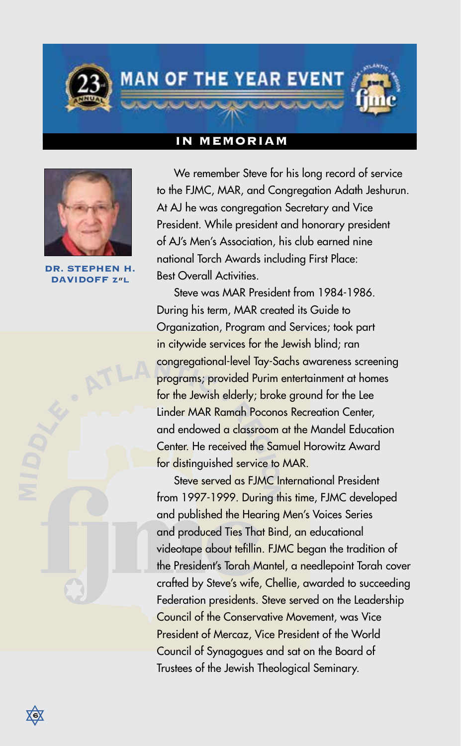# MAN OF THE YEAR EVENT

## IN MEMORIAM

**DR. STEPHEN H. DAVIDOFF Z"L**

We remember Steve for his long record of service to the FJMC, MAR, and Congregation Adath Jeshurun. At AJ he was congregation Secretary and Vice President. While president and honorary president of AJ's Men's Association, his club earned nine national Torch Awards including First Place: Best Overall Activities.

Steve was MAR President from 1984-1986. During his term, MAR created its Guide to Organization, Program and Services; took part in citywide services for the Jewish blind; ran congregational-level Tay-Sachs awareness screening programs; provided Purim entertainment at homes for the Jewish elderly; broke ground for the Lee Linder MAR Ramah Poconos Recreation Center, and endowed a classroom at the Mandel Education Center. He received the Samuel Horowitz Award for distinguished service to MAR.

Steve served as FJMC International President from 1997-1999. During this time, FJMC developed and published the Hearing Men's Voices Series and produced Ties That Bind, an educational videotape about tefillin. FJMC began the tradition of the President's Torah Mantel, a needlepoint Torah cover crafted by Steve's wife, Chellie, awarded to succeeding Federation presidents. Steve served on the Leadership Council of the Conservative Movement, was Vice President of Mercaz, Vice President of the World Council of Synagogues and sat on the Board of Trustees of the Jewish Theological Seminary.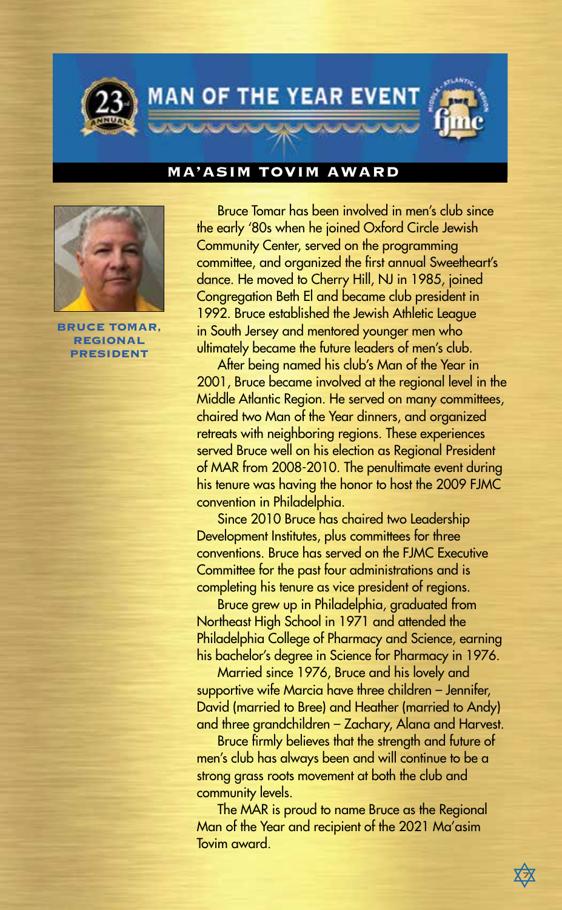# MAN OF THE YEAR EVENT

## MA'ASIM TOVIM AWARD

**BRUCE TOMAR, REGIONAL PRESIDENT**

Bruce Tomar has been involved in men's club since the early '80s when he joined Oxford Circle Jewish Community Center, served on the programming committee, and organized the first annual Sweetheart's dance. He moved to Cherry Hill, NJ in 1985, joined Congregation Beth El and became club president in 1992. Bruce established the Jewish Athletic League in South Jersey and mentored younger men who ultimately became the future leaders of men's club.

After being named his club's Man of the Year in 2001, Bruce became involved at the regional level in the Middle Atlantic Region. He served on many committees, chaired two Man of the Year dinners, and organized retreats with neighboring regions. These experiences served Bruce well on his election as Regional President of MAR from 2008-2010. The penultimate event during his tenure was having the honor to host the 2009 FJMC convention in Philadelphia.

Since 2010 Bruce has chaired two Leadership Development Institutes, plus committees for three conventions. Bruce has served on the FJMC Executive Committee for the past four administrations and is completing his tenure as vice president of regions.

Bruce grew up in Philadelphia, graduated from Northeast High School in 1971 and attended the Philadelphia College of Pharmacy and Science, earning his bachelor's degree in Science for Pharmacy in 1976.

Married since 1976, Bruce and his lovely and supportive wife Marcia have three children – Jennifer, David (married to Bree) and Heather (married to Andy) and three grandchildren – Zachary, Alana and Harvest.

Bruce firmly believes that the strength and future of men's club has always been and will continue to be a strong grass roots movement at both the club and community levels.

The MAR is proud to name Bruce as the Regional Man of the Year and recipient of the 2021 Ma'asim Tovim award.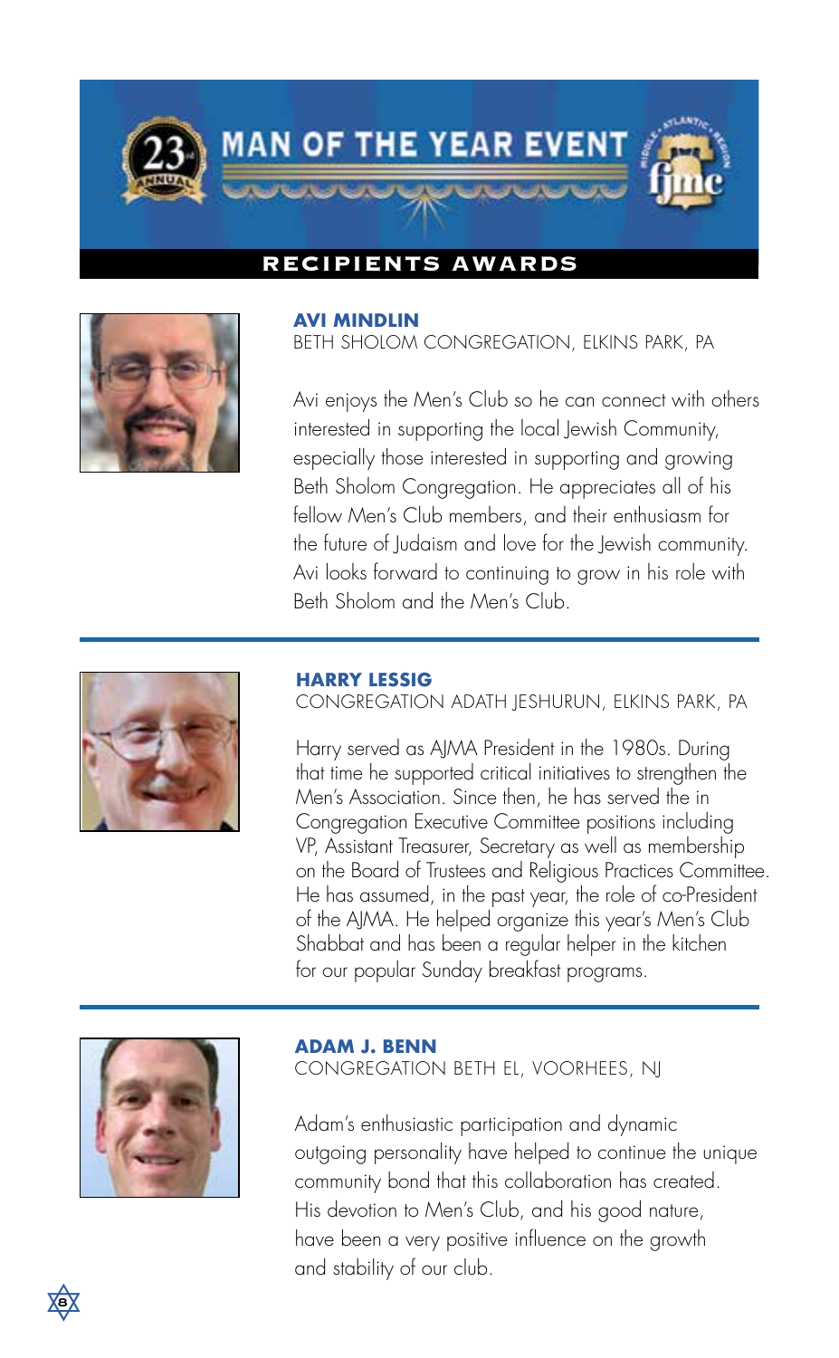# 23rd ANNUAL MAN OF THE YEAR EVENT

## RECIPIENTS AWARDS

### AVI MINDLIN
BETH SHOLOM CONGREGATION, ELKINS PARK, PA

Avi enjoys the Men's Club so he can connect with others interested in supporting the local Jewish Community, especially those interested in supporting and growing Beth Sholom Congregation. He appreciates all of his fellow Men's Club members, and their enthusiasm for the future of Judaism and love for the Jewish community. Avi looks forward to continuing to grow in his role with Beth Sholom and the Men's Club.

---

### HARRY LESSIG
CONGREGATION ADATH JESHURUN, ELKINS PARK, PA

Harry served as AJMA President in the 1980s. During that time he supported critical initiatives to strengthen the Men's Association. Since then, he has served the in Congregation Executive Committee positions including VP, Assistant Treasurer, Secretary as well as membership on the Board of Trustees and Religious Practices Committee. He has assumed, in the past year, the role of co-President of the AJMA. He helped organize this year's Men's Club Shabbat and has been a regular helper in the kitchen for our popular Sunday breakfast programs.

---

### ADAM J. BENN
CONGREGATION BETH EL, VOORHEES, NJ

Adam's enthusiastic participation and dynamic outgoing personality have helped to continue the unique community bond that this collaboration has created. His devotion to Men's Club, and his good nature, have been a very positive influence on the growth and stability of our club.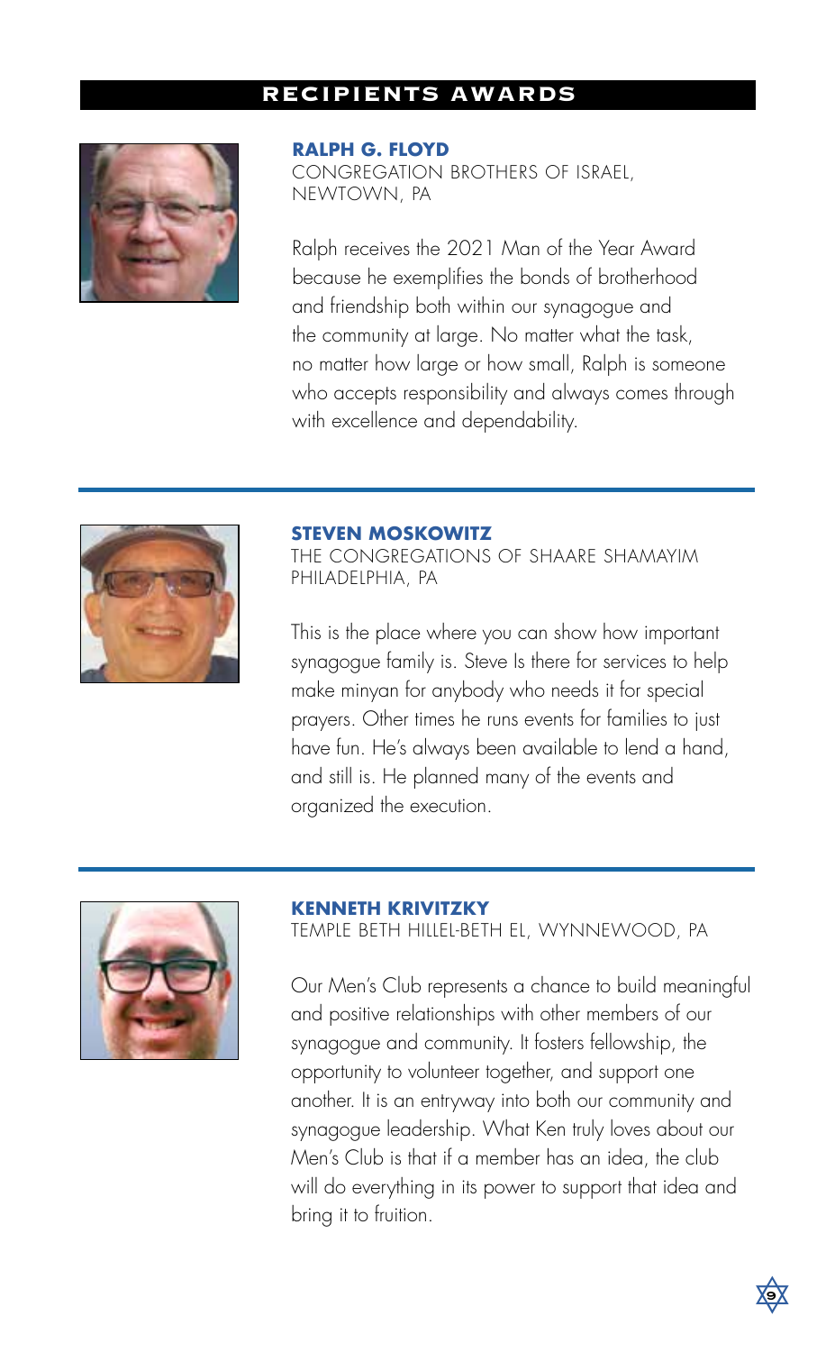# RECIPIENTS AWARDS

**RALPH G. FLOYD**
CONGREGATION BROTHERS OF ISRAEL, NEWTOWN, PA

Ralph receives the 2021 Man of the Year Award because he exemplifies the bonds of brotherhood and friendship both within our synagogue and the community at large. No matter what the task, no matter how large or how small, Ralph is someone who accepts responsibility and always comes through with excellence and dependability.

---

**STEVEN MOSKOWITZ**
THE CONGREGATIONS OF SHAARE SHAMAYIM PHILADELPHIA, PA

This is the place where you can show how important synagogue family is. Steve Is there for services to help make minyan for anybody who needs it for special prayers. Other times he runs events for families to just have fun. He's always been available to lend a hand, and still is. He planned many of the events and organized the execution.

---

**KENNETH KRIVITZKY**
TEMPLE BETH HILLEL-BETH EL, WYNNEWOOD, PA

Our Men's Club represents a chance to build meaningful and positive relationships with other members of our synagogue and community. It fosters fellowship, the opportunity to volunteer together, and support one another. It is an entryway into both our community and synagogue leadership. What Ken truly loves about our Men's Club is that if a member has an idea, the club will do everything in its power to support that idea and bring it to fruition.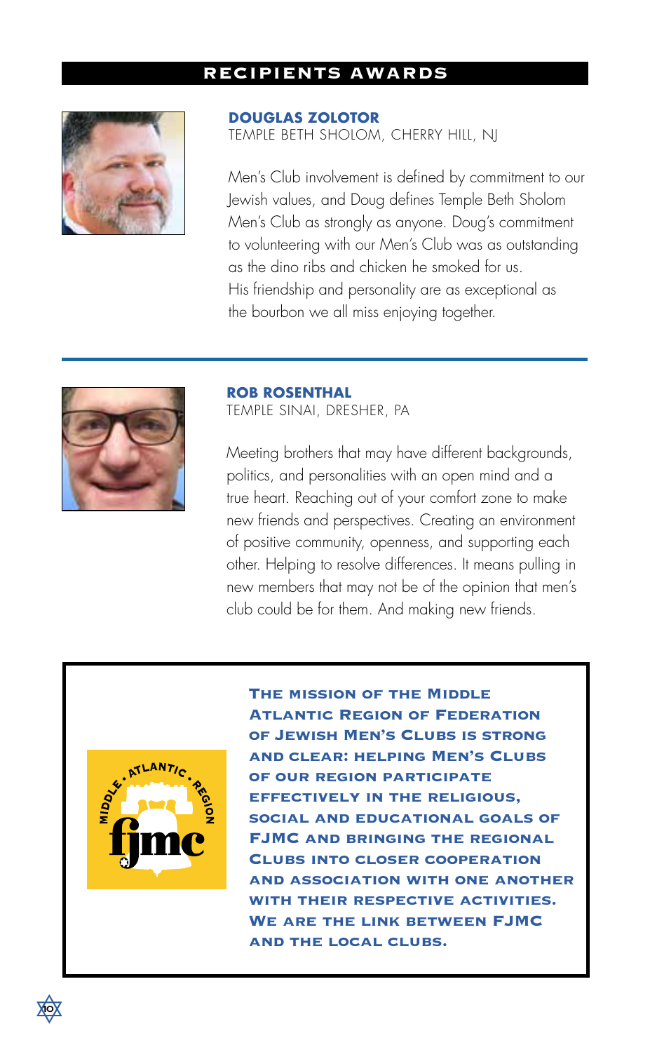## RECIPIENTS AWARDS

### DOUGLAS ZOLOTOR

TEMPLE BETH SHOLOM, CHERRY HILL, NJ

Men's Club involvement is defined by commitment to our Jewish values, and Doug defines Temple Beth Sholom Men's Club as strongly as anyone. Doug's commitment to volunteering with our Men's Club was as outstanding as the dino ribs and chicken he smoked for us. His friendship and personality are as exceptional as the bourbon we all miss enjoying together.

---

### ROB ROSENTHAL

TEMPLE SINAI, DRESHER, PA

Meeting brothers that may have different backgrounds, politics, and personalities with an open mind and a true heart. Reaching out of your comfort zone to make new friends and perspectives. Creating an environment of positive community, openness, and supporting each other. Helping to resolve differences. It means pulling in new members that may not be of the opinion that men's club could be for them. And making new friends.

---

MIDDLE • ATLANTIC • REGION fjmc

**THE MISSION OF THE MIDDLE ATLANTIC REGION OF FEDERATION OF JEWISH MEN'S CLUBS IS STRONG AND CLEAR: HELPING MEN'S CLUBS OF OUR REGION PARTICIPATE EFFECTIVELY IN THE RELIGIOUS, SOCIAL AND EDUCATIONAL GOALS OF FJMC AND BRINGING THE REGIONAL CLUBS INTO CLOSER COOPERATION AND ASSOCIATION WITH ONE ANOTHER WITH THEIR RESPECTIVE ACTIVITIES. WE ARE THE LINK BETWEEN FJMC AND THE LOCAL CLUBS.**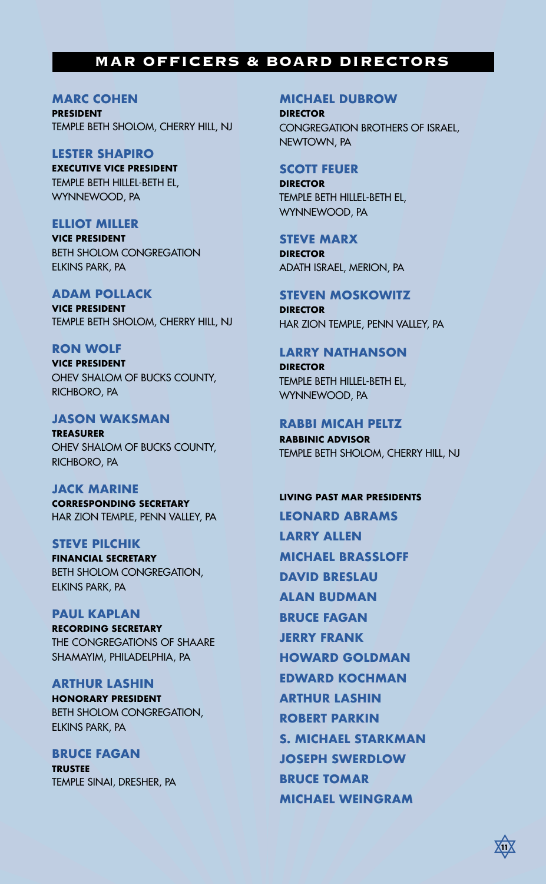# MAR OFFICERS & BOARD DIRECTORS

**MARC COHEN**
**PRESIDENT**
TEMPLE BETH SHOLOM, CHERRY HILL, NJ

**LESTER SHAPIRO**
**EXECUTIVE VICE PRESIDENT**
TEMPLE BETH HILLEL-BETH EL, WYNNEWOOD, PA

**ELLIOT MILLER**
**VICE PRESIDENT**
BETH SHOLOM CONGREGATION ELKINS PARK, PA

**ADAM POLLACK**
**VICE PRESIDENT**
TEMPLE BETH SHOLOM, CHERRY HILL, NJ

**RON WOLF**
**VICE PRESIDENT**
OHEV SHALOM OF BUCKS COUNTY, RICHBORO, PA

**JASON WAKSMAN**
**TREASURER**
OHEV SHALOM OF BUCKS COUNTY, RICHBORO, PA

**JACK MARINE**
**CORRESPONDING SECRETARY**
HAR ZION TEMPLE, PENN VALLEY, PA

**STEVE PILCHIK**
**FINANCIAL SECRETARY**
BETH SHOLOM CONGREGATION, ELKINS PARK, PA

**PAUL KAPLAN**
**RECORDING SECRETARY**
THE CONGREGATIONS OF SHAARE SHAMAYIM, PHILADELPHIA, PA

**ARTHUR LASHIN**
**HONORARY PRESIDENT**
BETH SHOLOM CONGREGATION, ELKINS PARK, PA

**BRUCE FAGAN**
**TRUSTEE**
TEMPLE SINAI, DRESHER, PA

**MICHAEL DUBROW**
**DIRECTOR**
CONGREGATION BROTHERS OF ISRAEL, NEWTOWN, PA

**SCOTT FEUER**
**DIRECTOR**
TEMPLE BETH HILLEL-BETH EL, WYNNEWOOD, PA

**STEVE MARX**
**DIRECTOR**
ADATH ISRAEL, MERION, PA

**STEVEN MOSKOWITZ**
**DIRECTOR**
HAR ZION TEMPLE, PENN VALLEY, PA

**LARRY NATHANSON**
**DIRECTOR**
TEMPLE BETH HILLEL-BETH EL, WYNNEWOOD, PA

**RABBI MICAH PELTZ**
**RABBINIC ADVISOR**
TEMPLE BETH SHOLOM, CHERRY HILL, NJ

**LIVING PAST MAR PRESIDENTS**

**LEONARD ABRAMS**
**LARRY ALLEN**
**MICHAEL BRASSLOFF**
**DAVID BRESLAU**
**ALAN BUDMAN**
**BRUCE FAGAN**
**JERRY FRANK**
**HOWARD GOLDMAN**
**EDWARD KOCHMAN**
**ARTHUR LASHIN**
**ROBERT PARKIN**
**S. MICHAEL STARKMAN**
**JOSEPH SWERDLOW**
**BRUCE TOMAR**
**MICHAEL WEINGRAM**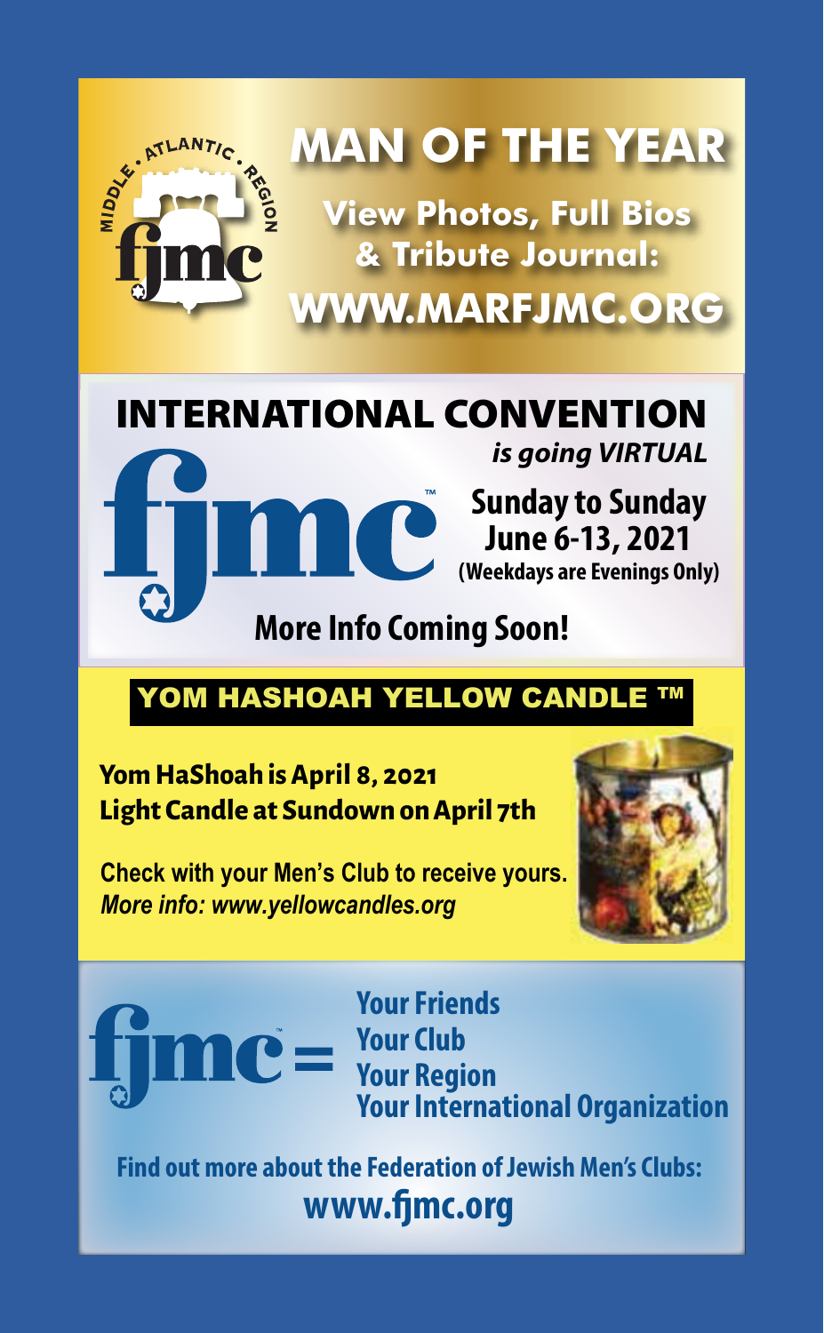# MAN OF THE YEAR

**View Photos, Full Bios & Tribute Journal:**

**WWW.MARFJMC.ORG**

## INTERNATIONAL CONVENTION

***is going VIRTUAL***

**Sunday to Sunday**
**June 6-13, 2021**
**(Weekdays are Evenings Only)**

**More Info Coming Soon!**

## YOM HASHOAH YELLOW CANDLE ™

**Yom HaShoah is April 8, 2021**
**Light Candle at Sundown on April 7th**

**Check with your Men's Club to receive yours.**
***More info: www.yellowcandles.org***

**fjmc =**

**Your Friends**
**Your Club**
**Your Region**
**Your International Organization**

**Find out more about the Federation of Jewish Men's Clubs:**
**www.fjmc.org**